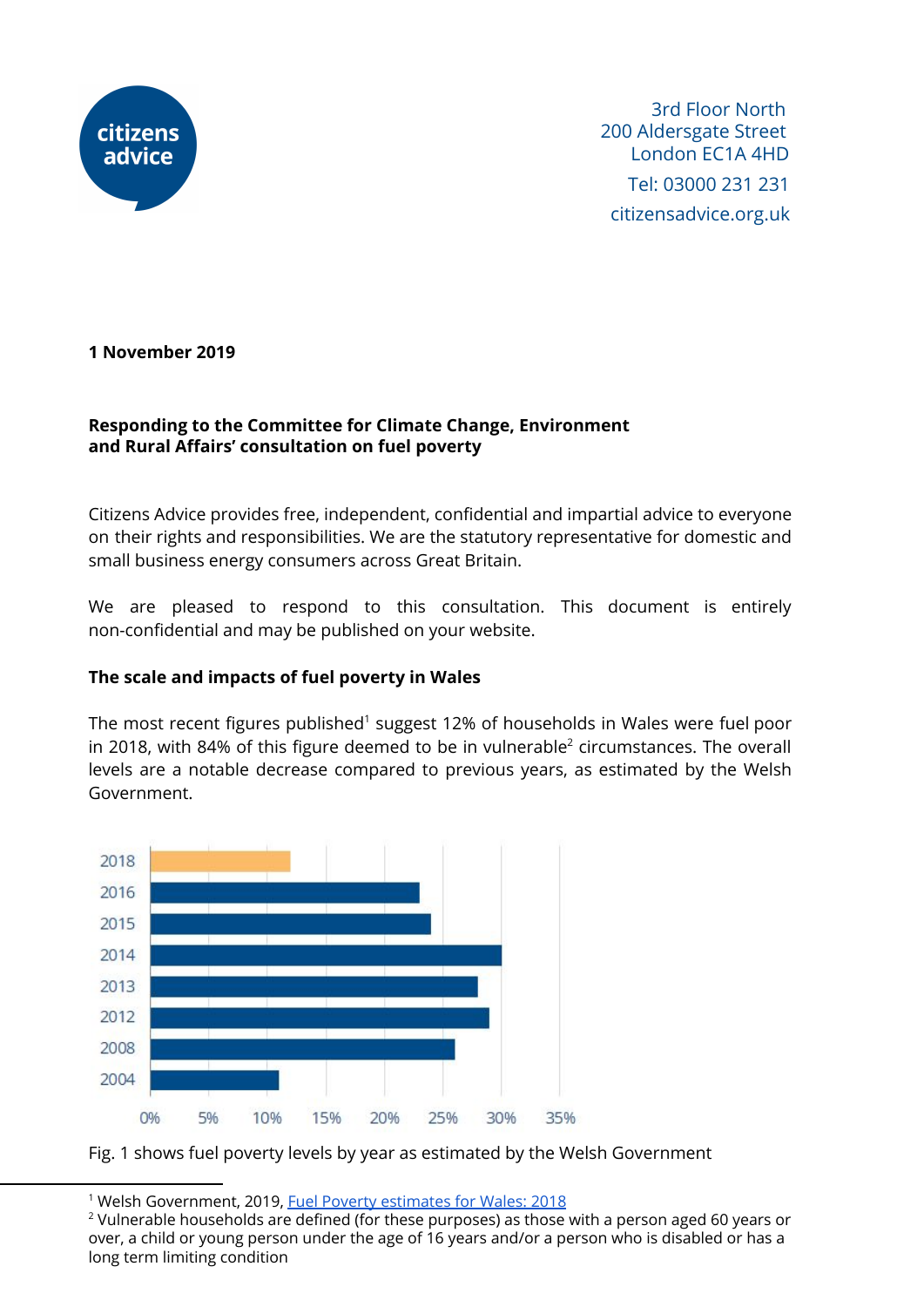citizens advice

3rd Floor North
200 Aldersgate Street
London EC1A 4HD
Tel: 03000 231 231
citizensadvice.org.uk

**1 November 2019**

**Responding to the Committee for Climate Change, Environment and Rural Affairs' consultation on fuel poverty**

Citizens Advice provides free, independent, confidential and impartial advice to everyone on their rights and responsibilities. We are the statutory representative for domestic and small business energy consumers across Great Britain.

We are pleased to respond to this consultation. This document is entirely non-confidential and may be published on your website.

**The scale and impacts of fuel poverty in Wales**

The most recent figures published[1] suggest 12% of households in Wales were fuel poor in 2018, with 84% of this figure deemed to be in vulnerable[2] circumstances. The overall levels are a notable decrease compared to previous years, as estimated by the Welsh Government.

| Year | Fuel poverty level (approx.) |
|---|---|
| 2018 | 12% |
| 2016 | 23% |
| 2015 | 24% |
| 2014 | 30% |
| 2013 | 28% |
| 2012 | 29% |
| 2008 | 26% |
| 2004 | 11% |

Fig. 1 shows fuel poverty levels by year as estimated by the Welsh Government

[1] Welsh Government, 2019, [Fuel Poverty estimates for Wales: 2018]()

[2] Vulnerable households are defined (for these purposes) as those with a person aged 60 years or over, a child or young person under the age of 16 years and/or a person who is disabled or has a long term limiting condition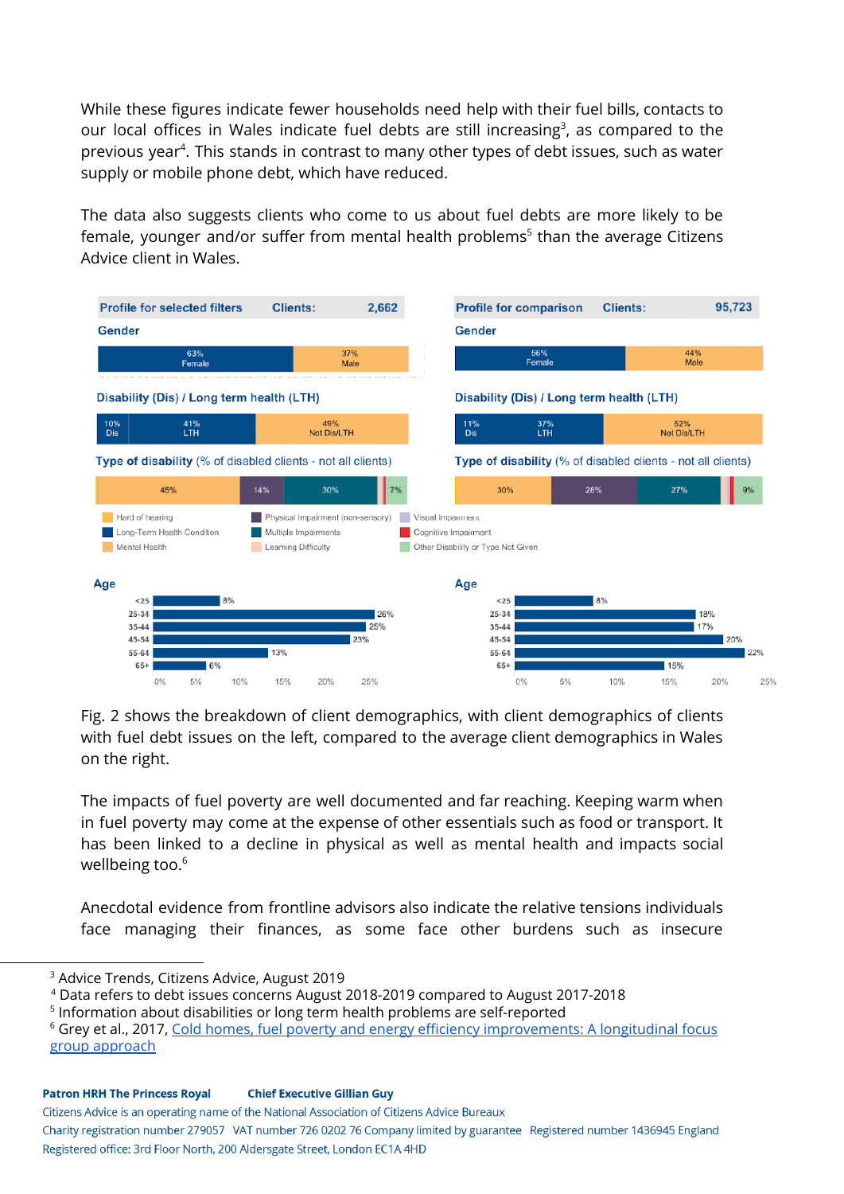While these figures indicate fewer households need help with their fuel bills, contacts to our local offices in Wales indicate fuel debts are still increasing[3], as compared to the previous year[4]. This stands in contrast to many other types of debt issues, such as water supply or mobile phone debt, which have reduced.

The data also suggests clients who come to us about fuel debts are more likely to be female, younger and/or suffer from mental health problems[5] than the average Citizens Advice client in Wales.

**Profile for selected filters** — Clients: 2,662

**Gender**

| 63% Female | 37% Male |
|---|---|

**Disability (Dis) / Long term health (LTH)**

| 10% Dis | 41% LTH | 49% Not Dis/LTH |
|---|---|---|

**Type of disability** (% of disabled clients - not all clients)

| 45% | 14% | 30% | 7% |
|---|---|---|---|

**Age**

| Age | % |
|---|---|
| <25 | 8% |
| 25-34 | 26% |
| 35-44 | 25% |
| 45-54 | 23% |
| 55-64 | 13% |
| 65+ | 6% |

**Profile for comparison** — Clients: 95,723

**Gender**

| 56% Female | 44% Male |
|---|---|

**Disability (Dis) / Long term health (LTH)**

| 11% Dis | 37% LTH | 52% Not Dis/LTH |
|---|---|---|

**Type of disability** (% of disabled clients - not all clients)

| 30% | 28% | 27% | 9% |
|---|---|---|---|

**Age**

| Age | % |
|---|---|
| <25 | 8% |
| 25-34 | 18% |
| 35-44 | 17% |
| 45-54 | 20% |
| 55-64 | 22% |
| 65+ | 15% |

Legend: Hard of hearing; Long-Term Health Condition; Mental Health; Physical Impairment (non-sensory); Multiple Impairments; Learning Difficulty; Visual Impairment; Cognitive Impairment; Other Disability or Type Not Given

Fig. 2 shows the breakdown of client demographics, with client demographics of clients with fuel debt issues on the left, compared to the average client demographics in Wales on the right.

The impacts of fuel poverty are well documented and far reaching. Keeping warm when in fuel poverty may come at the expense of other essentials such as food or transport. It has been linked to a decline in physical as well as mental health and impacts social wellbeing too.[6]

Anecdotal evidence from frontline advisors also indicate the relative tensions individuals face managing their finances, as some face other burdens such as insecure

---

[3] Advice Trends, Citizens Advice, August 2019

[4] Data refers to debt issues concerns August 2018-2019 compared to August 2017-2018

[5] Information about disabilities or long term health problems are self-reported

[6] Grey et al., 2017, [Cold homes, fuel poverty and energy efficiency improvements: A longitudinal focus group approach]()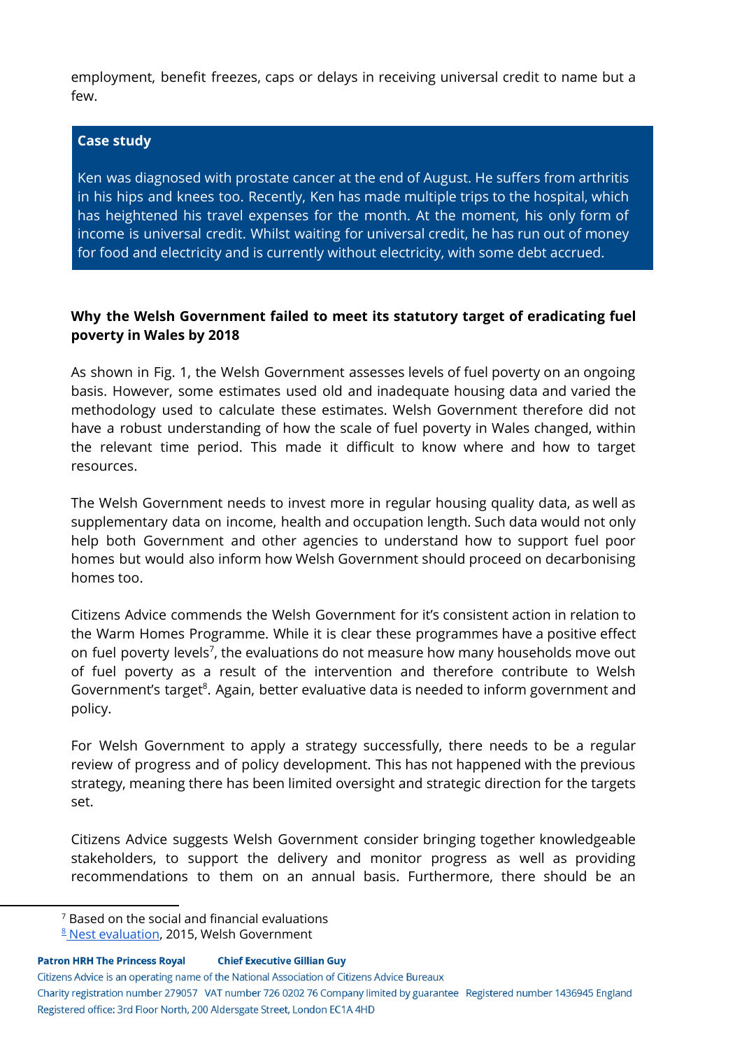employment, benefit freezes, caps or delays in receiving universal credit to name but a few.

> **Case study**
>
> Ken was diagnosed with prostate cancer at the end of August. He suffers from arthritis in his hips and knees too. Recently, Ken has made multiple trips to the hospital, which has heightened his travel expenses for the month. At the moment, his only form of income is universal credit. Whilst waiting for universal credit, he has run out of money for food and electricity and is currently without electricity, with some debt accrued.

**Why the Welsh Government failed to meet its statutory target of eradicating fuel poverty in Wales by 2018**

As shown in Fig. 1, the Welsh Government assesses levels of fuel poverty on an ongoing basis. However, some estimates used old and inadequate housing data and varied the methodology used to calculate these estimates. Welsh Government therefore did not have a robust understanding of how the scale of fuel poverty in Wales changed, within the relevant time period. This made it difficult to know where and how to target resources.

The Welsh Government needs to invest more in regular housing quality data, as well as supplementary data on income, health and occupation length. Such data would not only help both Government and other agencies to understand how to support fuel poor homes but would also inform how Welsh Government should proceed on decarbonising homes too.

Citizens Advice commends the Welsh Government for it's consistent action in relation to the Warm Homes Programme. While it is clear these programmes have a positive effect on fuel poverty levels[7], the evaluations do not measure how many households move out of fuel poverty as a result of the intervention and therefore contribute to Welsh Government's target[8]. Again, better evaluative data is needed to inform government and policy.

For Welsh Government to apply a strategy successfully, there needs to be a regular review of progress and of policy development. This has not happened with the previous strategy, meaning there has been limited oversight and strategic direction for the targets set.

Citizens Advice suggests Welsh Government consider bringing together knowledgeable stakeholders, to support the delivery and monitor progress as well as providing recommendations to them on an annual basis. Furthermore, there should be an

[7] Based on the social and financial evaluations

[8] Nest evaluation, 2015, Welsh Government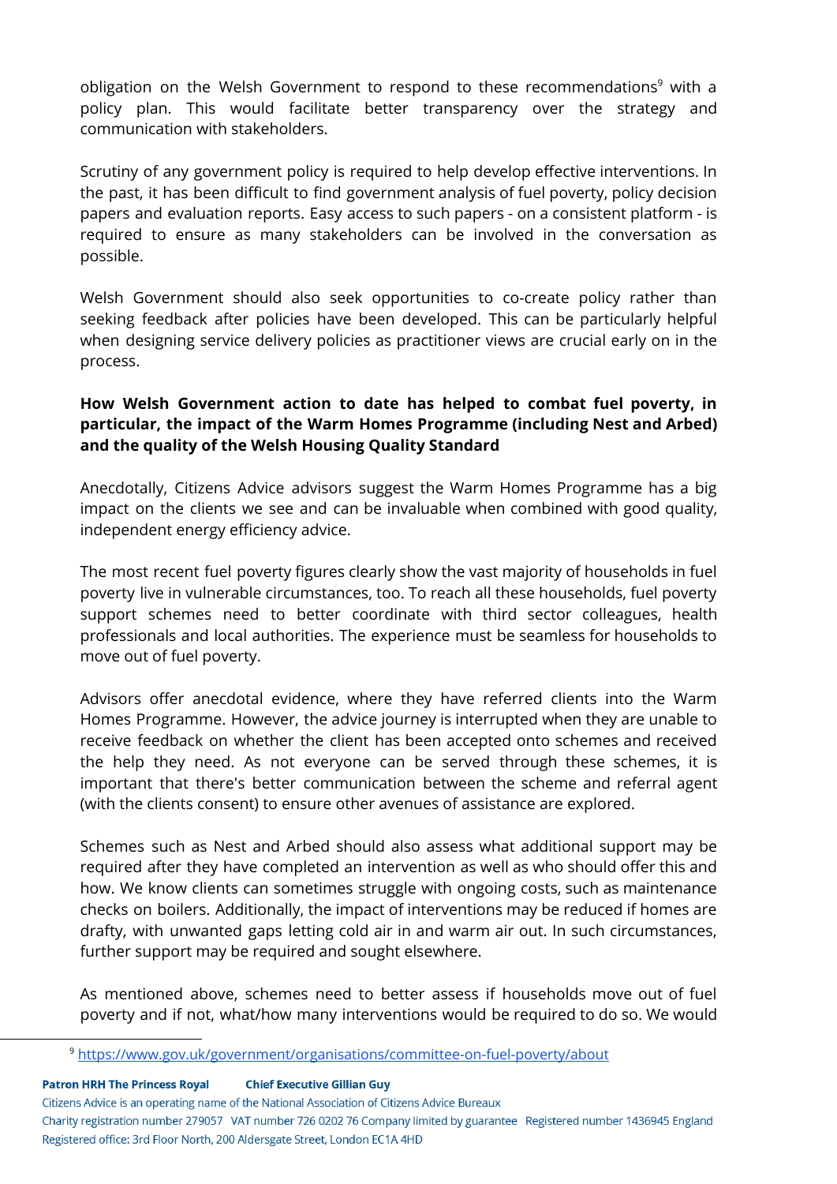obligation on the Welsh Government to respond to these recommendations[9] with a policy plan. This would facilitate better transparency over the strategy and communication with stakeholders.

Scrutiny of any government policy is required to help develop effective interventions. In the past, it has been difficult to find government analysis of fuel poverty, policy decision papers and evaluation reports. Easy access to such papers - on a consistent platform - is required to ensure as many stakeholders can be involved in the conversation as possible.

Welsh Government should also seek opportunities to co-create policy rather than seeking feedback after policies have been developed. This can be particularly helpful when designing service delivery policies as practitioner views are crucial early on in the process.

**How Welsh Government action to date has helped to combat fuel poverty, in particular, the impact of the Warm Homes Programme (including Nest and Arbed) and the quality of the Welsh Housing Quality Standard**

Anecdotally, Citizens Advice advisors suggest the Warm Homes Programme has a big impact on the clients we see and can be invaluable when combined with good quality, independent energy efficiency advice.

The most recent fuel poverty figures clearly show the vast majority of households in fuel poverty live in vulnerable circumstances, too. To reach all these households, fuel poverty support schemes need to better coordinate with third sector colleagues, health professionals and local authorities. The experience must be seamless for households to move out of fuel poverty.

Advisors offer anecdotal evidence, where they have referred clients into the Warm Homes Programme. However, the advice journey is interrupted when they are unable to receive feedback on whether the client has been accepted onto schemes and received the help they need. As not everyone can be served through these schemes, it is important that there's better communication between the scheme and referral agent (with the clients consent) to ensure other avenues of assistance are explored.

Schemes such as Nest and Arbed should also assess what additional support may be required after they have completed an intervention as well as who should offer this and how. We know clients can sometimes struggle with ongoing costs, such as maintenance checks on boilers. Additionally, the impact of interventions may be reduced if homes are drafty, with unwanted gaps letting cold air in and warm air out. In such circumstances, further support may be required and sought elsewhere.

As mentioned above, schemes need to better assess if households move out of fuel poverty and if not, what/how many interventions would be required to do so. We would

[9] https://www.gov.uk/government/organisations/committee-on-fuel-poverty/about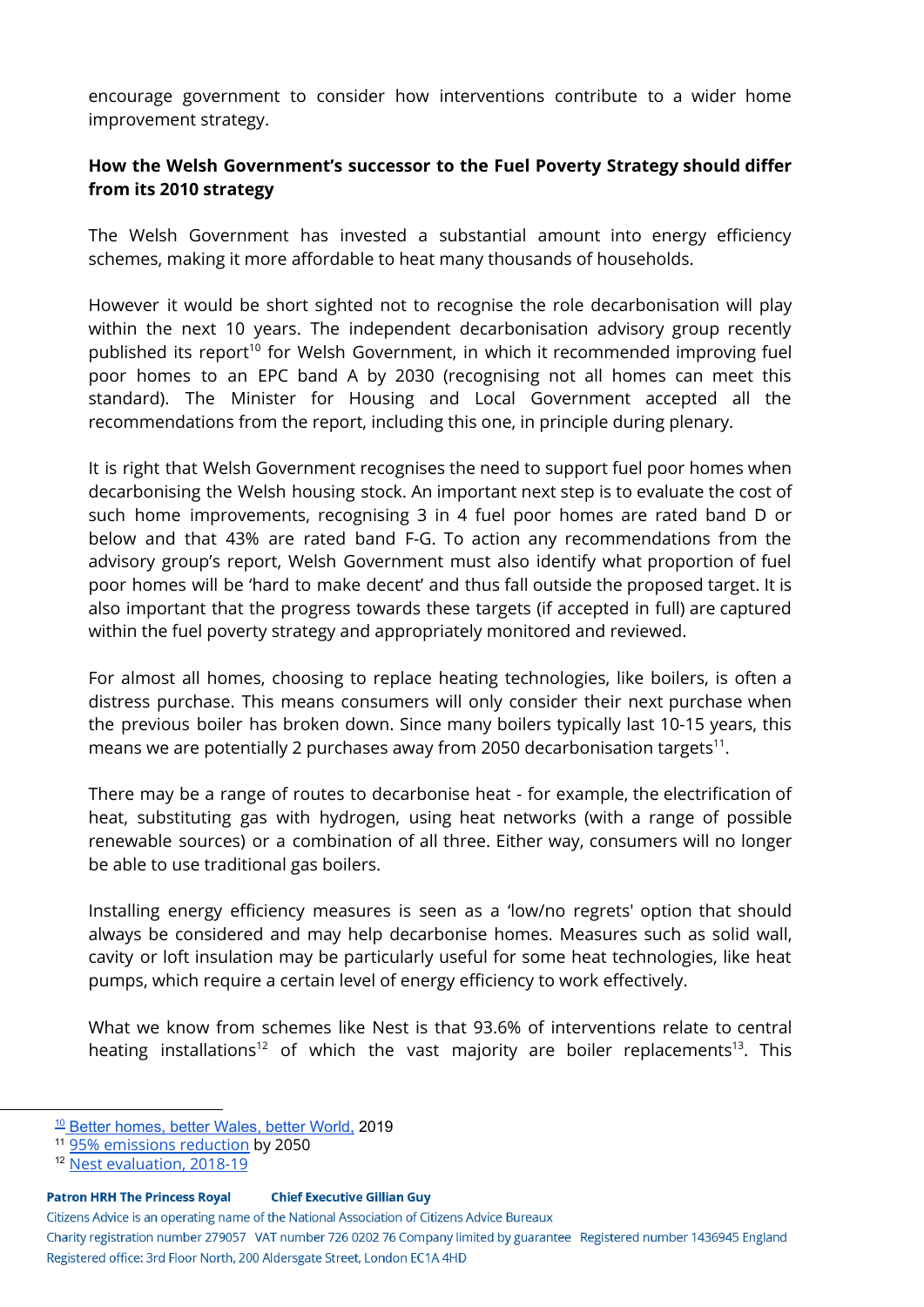encourage government to consider how interventions contribute to a wider home improvement strategy.

**How the Welsh Government's successor to the Fuel Poverty Strategy should differ from its 2010 strategy**

The Welsh Government has invested a substantial amount into energy efficiency schemes, making it more affordable to heat many thousands of households.

However it would be short sighted not to recognise the role decarbonisation will play within the next 10 years. The independent decarbonisation advisory group recently published its report[10] for Welsh Government, in which it recommended improving fuel poor homes to an EPC band A by 2030 (recognising not all homes can meet this standard). The Minister for Housing and Local Government accepted all the recommendations from the report, including this one, in principle during plenary.

It is right that Welsh Government recognises the need to support fuel poor homes when decarbonising the Welsh housing stock. An important next step is to evaluate the cost of such home improvements, recognising 3 in 4 fuel poor homes are rated band D or below and that 43% are rated band F-G. To action any recommendations from the advisory group's report, Welsh Government must also identify what proportion of fuel poor homes will be 'hard to make decent' and thus fall outside the proposed target. It is also important that the progress towards these targets (if accepted in full) are captured within the fuel poverty strategy and appropriately monitored and reviewed.

For almost all homes, choosing to replace heating technologies, like boilers, is often a distress purchase. This means consumers will only consider their next purchase when the previous boiler has broken down. Since many boilers typically last 10-15 years, this means we are potentially 2 purchases away from 2050 decarbonisation targets[11].

There may be a range of routes to decarbonise heat - for example, the electrification of heat, substituting gas with hydrogen, using heat networks (with a range of possible renewable sources) or a combination of all three. Either way, consumers will no longer be able to use traditional gas boilers.

Installing energy efficiency measures is seen as a 'low/no regrets' option that should always be considered and may help decarbonise homes. Measures such as solid wall, cavity or loft insulation may be particularly useful for some heat technologies, like heat pumps, which require a certain level of energy efficiency to work effectively.

What we know from schemes like Nest is that 93.6% of interventions relate to central heating installations[12] of which the vast majority are boiler replacements[13]. This

---

[10] Better homes, better Wales, better World, 2019

[11] 95% emissions reduction by 2050

[12] Nest evaluation, 2018-19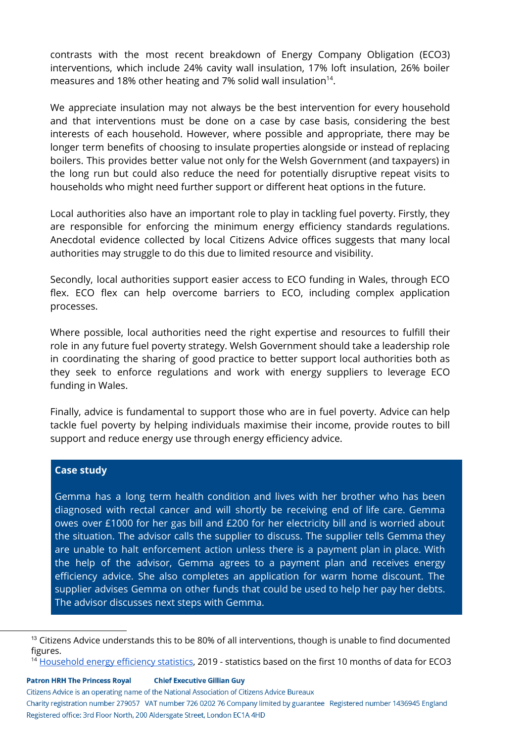contrasts with the most recent breakdown of Energy Company Obligation (ECO3) interventions, which include 24% cavity wall insulation, 17% loft insulation, 26% boiler measures and 18% other heating and 7% solid wall insulation[14].

We appreciate insulation may not always be the best intervention for every household and that interventions must be done on a case by case basis, considering the best interests of each household. However, where possible and appropriate, there may be longer term benefits of choosing to insulate properties alongside or instead of replacing boilers. This provides better value not only for the Welsh Government (and taxpayers) in the long run but could also reduce the need for potentially disruptive repeat visits to households who might need further support or different heat options in the future.

Local authorities also have an important role to play in tackling fuel poverty. Firstly, they are responsible for enforcing the minimum energy efficiency standards regulations. Anecdotal evidence collected by local Citizens Advice offices suggests that many local authorities may struggle to do this due to limited resource and visibility.

Secondly, local authorities support easier access to ECO funding in Wales, through ECO flex. ECO flex can help overcome barriers to ECO, including complex application processes.

Where possible, local authorities need the right expertise and resources to fulfill their role in any future fuel poverty strategy. Welsh Government should take a leadership role in coordinating the sharing of good practice to better support local authorities both as they seek to enforce regulations and work with energy suppliers to leverage ECO funding in Wales.

Finally, advice is fundamental to support those who are in fuel poverty. Advice can help tackle fuel poverty by helping individuals maximise their income, provide routes to bill support and reduce energy use through energy efficiency advice.

**Case study**

Gemma has a long term health condition and lives with her brother who has been diagnosed with rectal cancer and will shortly be receiving end of life care. Gemma owes over £1000 for her gas bill and £200 for her electricity bill and is worried about the situation. The advisor calls the supplier to discuss. The supplier tells Gemma they are unable to halt enforcement action unless there is a payment plan in place. With the help of the advisor, Gemma agrees to a payment plan and receives energy efficiency advice. She also completes an application for warm home discount. The supplier advises Gemma on other funds that could be used to help her pay her debts. The advisor discusses next steps with Gemma.

---

[13] Citizens Advice understands this to be 80% of all interventions, though is unable to find documented figures.

[14] Household energy efficiency statistics, 2019 - statistics based on the first 10 months of data for ECO3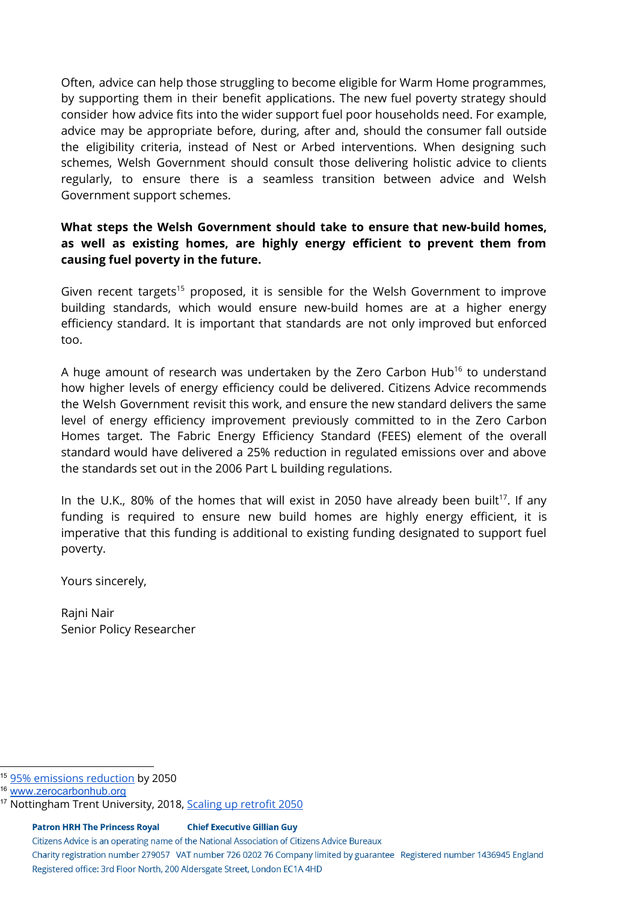Often, advice can help those struggling to become eligible for Warm Home programmes, by supporting them in their benefit applications. The new fuel poverty strategy should consider how advice fits into the wider support fuel poor households need. For example, advice may be appropriate before, during, after and, should the consumer fall outside the eligibility criteria, instead of Nest or Arbed interventions. When designing such schemes, Welsh Government should consult those delivering holistic advice to clients regularly, to ensure there is a seamless transition between advice and Welsh Government support schemes.

**What steps the Welsh Government should take to ensure that new-build homes, as well as existing homes, are highly energy efficient to prevent them from causing fuel poverty in the future.**

Given recent targets[15] proposed, it is sensible for the Welsh Government to improve building standards, which would ensure new-build homes are at a higher energy efficiency standard. It is important that standards are not only improved but enforced too.

A huge amount of research was undertaken by the Zero Carbon Hub[16] to understand how higher levels of energy efficiency could be delivered. Citizens Advice recommends the Welsh Government revisit this work, and ensure the new standard delivers the same level of energy efficiency improvement previously committed to in the Zero Carbon Homes target. The Fabric Energy Efficiency Standard (FEES) element of the overall standard would have delivered a 25% reduction in regulated emissions over and above the standards set out in the 2006 Part L building regulations.

In the U.K., 80% of the homes that will exist in 2050 have already been built[17]. If any funding is required to ensure new build homes are highly energy efficient, it is imperative that this funding is additional to existing funding designated to support fuel poverty.

Yours sincerely,

Rajni Nair
Senior Policy Researcher

---

[15] 95% emissions reduction by 2050
[16] www.zerocarbonhub.org
[17] Nottingham Trent University, 2018, Scaling up retrofit 2050

**Patron HRH The Princess Royal** **Chief Executive Gillian Guy**
Citizens Advice is an operating name of the National Association of Citizens Advice Bureaux
Charity registration number 279057 VAT number 726 0202 76 Company limited by guarantee Registered number 1436945 England
Registered office: 3rd Floor North, 200 Aldersgate Street, London EC1A 4HD